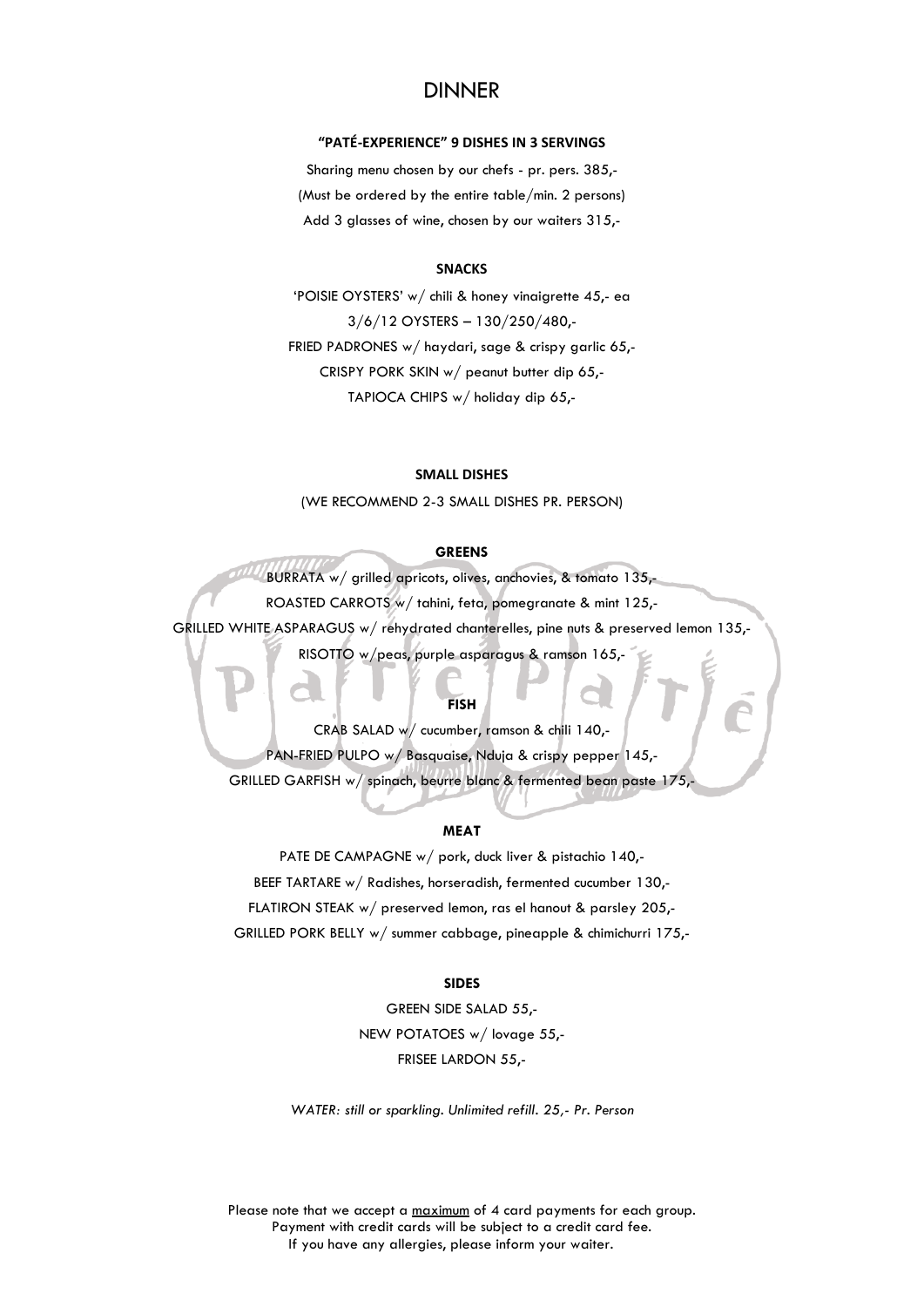# DINNER

### "PATÉ-EXPERIENCE" 9 DISHES IN 3 SERVINGS

Sharing menu chosen by our chefs - pr. pers. 385,-

(Must be ordered by the entire table/min. 2 persons)

Add 3 glasses of wine, chosen by our waiters 315,-

### SNACKS

'POISIE OYSTERS' w/ chili & honey vinaigrette 45,- ea

3/6/12 OYSTERS – 130/250/480,-

FRIED PADRONES w/ haydari, sage & crispy garlic 65,-

CRISPY PORK SKIN w/ peanut butter dip 65,-

TAPIOCA CHIPS w/ holiday dip 65,-

### SMALL DISHES

(WE RECOMMEND 2-3 SMALL DISHES PR. PERSON)

#### GREENS

BURRATA w/ grilled apricots, olives, anchovies, & tomato 135,-

ROASTED CARROTS w/ tahini, feta, pomegranate & mint 125,-

GRILLED WHITE ASPARAGUS w/ rehydrated chanterelles, pine nuts & preserved lemon 135,-

RISOTTO w/peas, purple asparagus & ramson 165,-

#### FISH

CRAB SALAD w/ cucumber, ramson & chili 140,-

PAN-FRIED PULPO w/ Basquaise, Nduja & crispy pepper 145,-

GRILLED GARFISH w/ spinach, beurre blanc & fermented bean paste 175,-

#### MEAT

PATE DE CAMPAGNE w/ pork, duck liver & pistachio 140,-

BEEF TARTARE w/ Radishes, horseradish, fermented cucumber 130,-

FLATIRON STEAK w/ preserved lemon, ras el hanout & parsley 205,-

GRILLED PORK BELLY w/ summer cabbage, pineapple & chimichurri 175,-

### SIDES

GREEN SIDE SALAD 55,-

NEW POTATOES w/ lovage 55,-

FRISEE LARDON 55,-

*WATER: still or sparkling. Unlimited refill. 25,- Pr. Person*

Please note that we accept a <u>maximum</u> of 4 card payments for each group.
Payment with credit cards will be subject to a credit card fee.
If you have any allergies, please inform your waiter.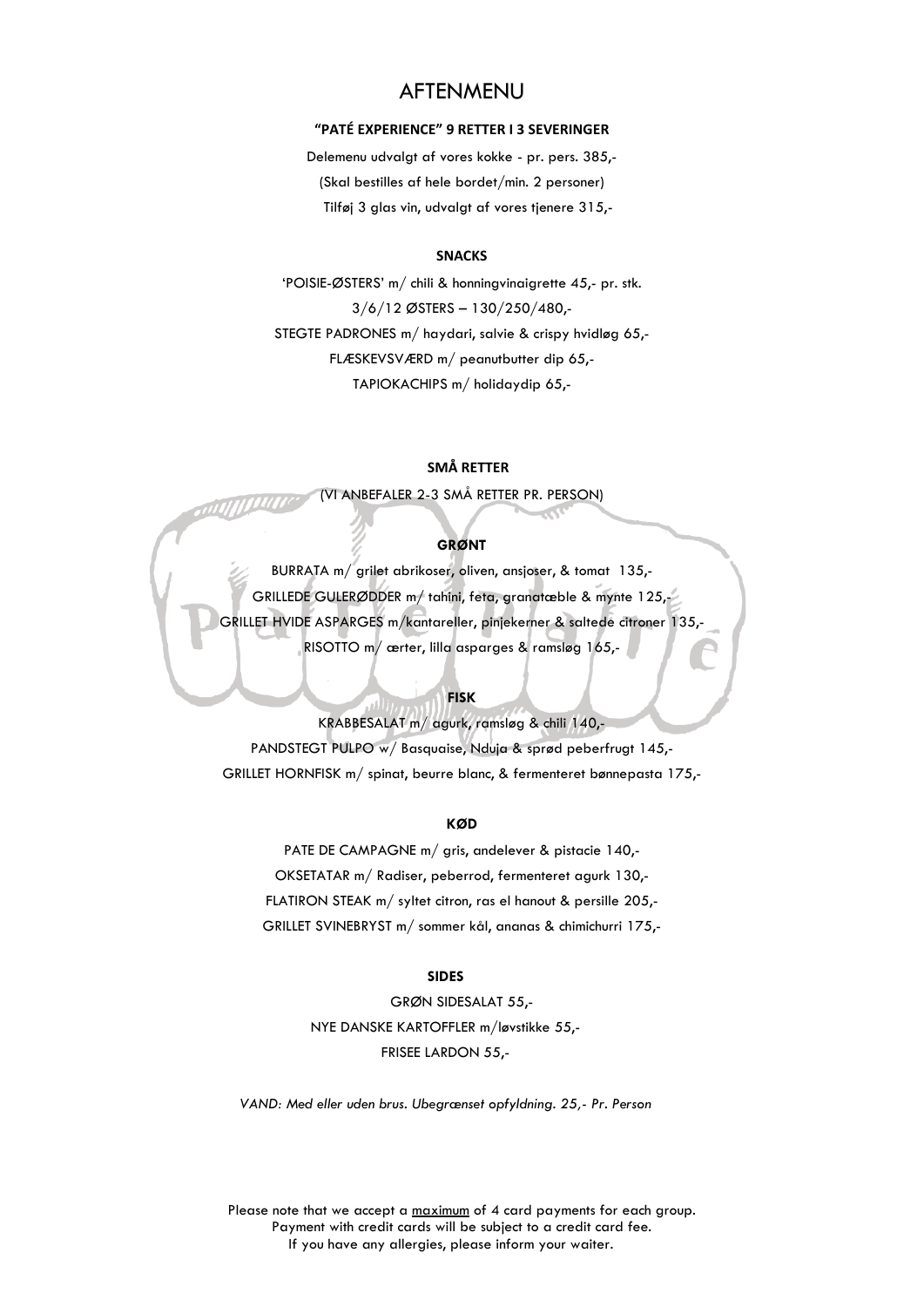# AFTENMENU

**"PATÉ EXPERIENCE" 9 RETTER I 3 SEVERINGER**

Delemenu udvalgt af vores kokke - pr. pers. 385,-

(Skal bestilles af hele bordet/min. 2 personer)

Tilføj 3 glas vin, udvalgt af vores tjenere 315,-

## SNACKS

'POISIE-ØSTERS' m/ chili & honningvinaigrette 45,- pr. stk.

3/6/12 ØSTERS – 130/250/480,-

STEGTE PADRONES m/ haydari, salvie & crispy hvidløg 65,-

FLÆSKEVSVÆRD m/ peanutbutter dip 65,-

TAPIOKACHIPS m/ holidaydip 65,-

## SMÅ RETTER

(VI ANBEFALER 2-3 SMÅ RETTER PR. PERSON)

### GRØNT

BURRATA m/ grilet abrikoser, oliven, ansjoser, & tomat 135,-

GRILLEDE GULERØDDER m/ tahini, feta, granatæble & mynte 125,-

GRILLET HVIDE ASPARGES m/kantareller, pinjekerner & saltede citroner 135,-

RISOTTO m/ ærter, lilla asparges & ramsløg 165,-

### FISK

KRABBESALAT m/ agurk, ramsløg & chili 140,-

PANDSTEGT PULPO w/ Basquaise, Nduja & sprød peberfrugt 145,-

GRILLET HORNFISK m/ spinat, beurre blanc, & fermenteret bønnepasta 175,-

### KØD

PATE DE CAMPAGNE m/ gris, andelever & pistacie 140,-

OKSETATAR m/ Radiser, peberrod, fermenteret agurk 130,-

FLATIRON STEAK m/ syltet citron, ras el hanout & persille 205,-

GRILLET SVINEBRYST m/ sommer kål, ananas & chimichurri 175,-

### SIDES

GRØN SIDESALAT 55,-

NYE DANSKE KARTOFFLER m/løvstikke 55,-

FRISEE LARDON 55,-

*VAND: Med eller uden brus. Ubegrænset opfyldning. 25,- Pr. Person*

Please note that we accept a maximum of 4 card payments for each group.
Payment with credit cards will be subject to a credit card fee.
If you have any allergies, please inform your waiter.